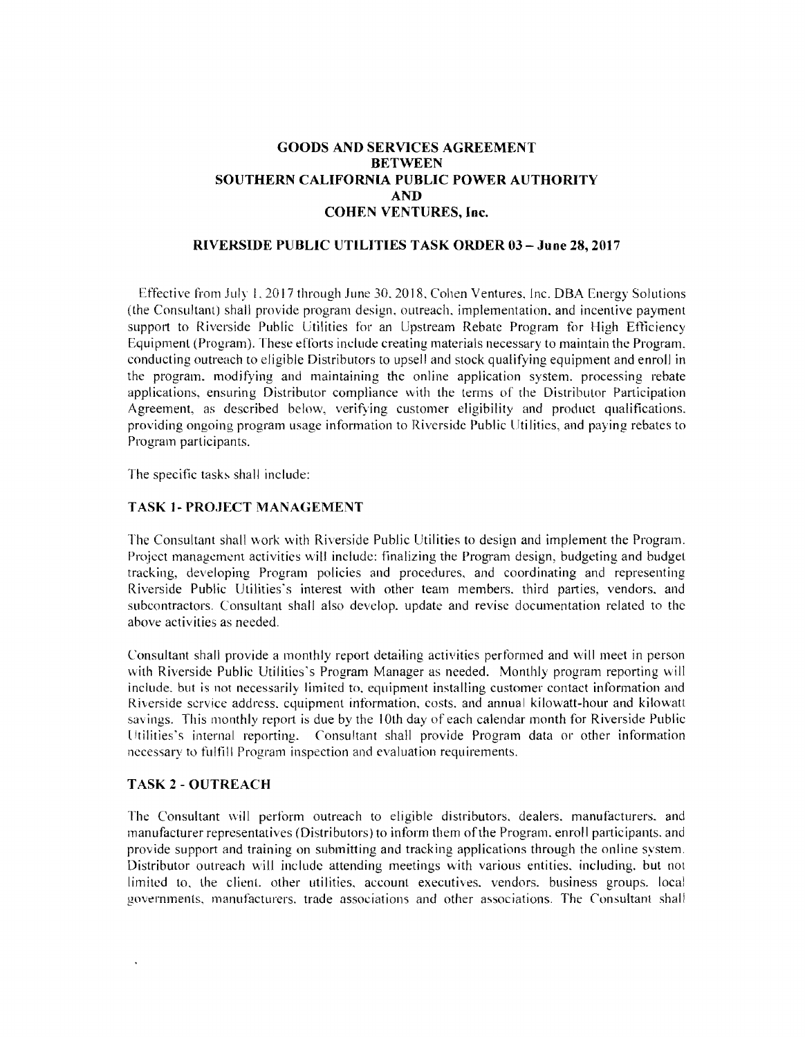# GOODS AND SERVICES AGREEMENT BETWEEN SOUTHERN CALIFORNIA PUBLIC POWER AUTHORITY AND COHEN VENTURES, Inc.

## RIVERSIDE PUBLIC UTILITIES TASK ORDER 03 – June 28, 2017

Effective from July 1, 2017 through June 30, 2018, Cohen Ventures, Inc. DBA Energy Solutions (the Consultant) shall provide program design, outreach, implementation, and incentive payment support to Riverside Public Utilities for an Upstream Rebate Program for High Efficiency Equipment (Program). These efforts include creating materials necessary to maintain the Program, conducting outreach to eligible Distributors to upsell and stock qualifying equipment and enroll in the program, modifying and maintaining the online application system, processing rebate applications, ensuring Distributor compliance with the terms of the Distributor Participation Agreement, as described below, verifying customer eligibility and product qualifications, providing ongoing program usage information to Riverside Public Utilities, and paying rebates to Program participants.

The specific tasks shall include:

### TASK 1- PROJECT MANAGEMENT

The Consultant shall work with Riverside Public Utilities to design and implement the Program. Project management activities will include: finalizing the Program design, budgeting and budget tracking, developing Program policies and procedures, and coordinating and representing Riverside Public Utilities's interest with other team members, third parties, vendors, and subcontractors. Consultant shall also develop, update and revise documentation related to the above activities as needed.

Consultant shall provide a monthly report detailing activities performed and will meet in person with Riverside Public Utilities's Program Manager as needed. Monthly program reporting will include, but is not necessarily limited to, equipment installing customer contact information and Riverside service address, equipment information, costs, and annual kilowatt-hour and kilowatt savings. This monthly report is due by the 10th day of each calendar month for Riverside Public Utilities's internal reporting. Consultant shall provide Program data or other information necessary to fulfill Program inspection and evaluation requirements.

### TASK 2 - OUTREACH

The Consultant will perform outreach to eligible distributors, dealers, manufacturers, and manufacturer representatives (Distributors) to inform them of the Program, enroll participants, and provide support and training on submitting and tracking applications through the online system. Distributor outreach will include attending meetings with various entities, including, but not limited to, the client, other utilities, account executives, vendors, business groups, local governments, manufacturers, trade associations and other associations. The Consultant shall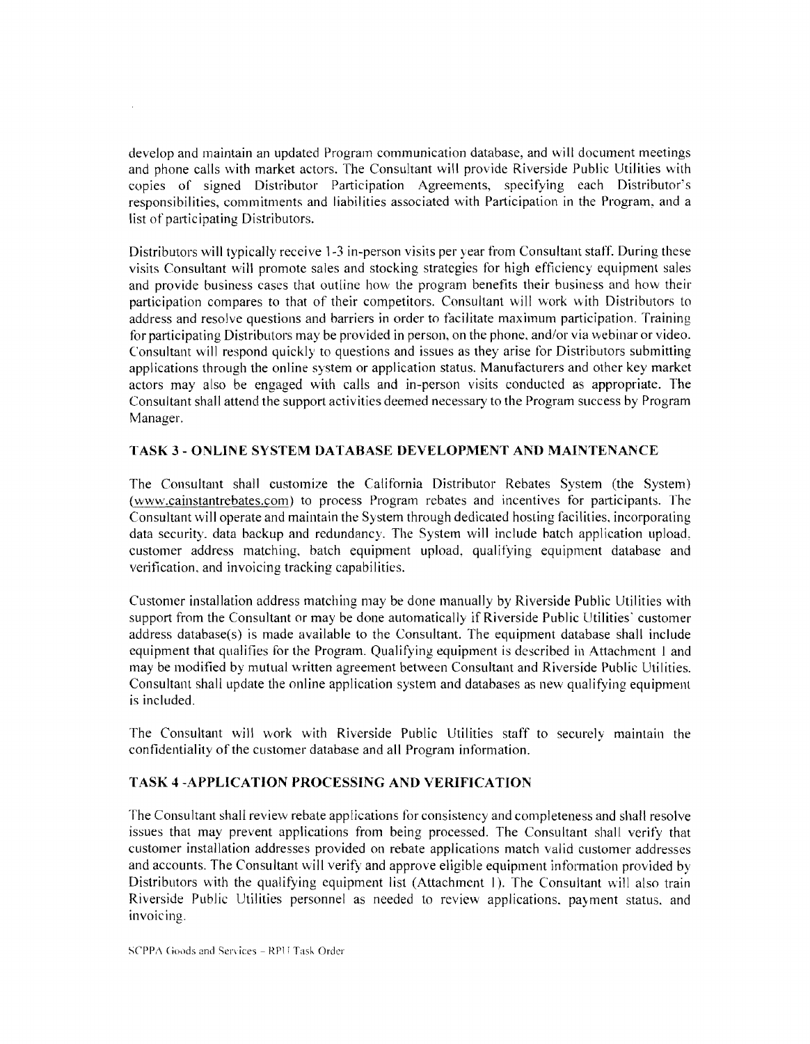develop and maintain an updated Program communication database, and will document meetings and phone calls with market actors. The Consultant will provide Riverside Public Utilities with copies of signed Distributor Participation Agreements, specifying each Distributor's responsibilities, commitments and liabilities associated with Participation in the Program, and a list of participating Distributors.

Distributors will typically receive 1-3 in-person visits per year from Consultant staff. During these visits Consultant will promote sales and stocking strategies for high efficiency equipment sales and provide business cases that outline how the program benefits their business and how their participation compares to that of their competitors. Consultant will work with Distributors to address and resolve questions and barriers in order to facilitate maximum participation. Training for participating Distributors may be provided in person, on the phone, and/or via webinar or video. Consultant will respond quickly to questions and issues as they arise for Distributors submitting applications through the online system or application status. Manufacturers and other key market actors may also be engaged with calls and in-person visits conducted as appropriate. The Consultant shall attend the support activities deemed necessary to the Program success by Program Manager.

### TASK 3 - ONLINE SYSTEM DATABASE DEVELOPMENT AND MAINTENANCE

The Consultant shall customize the California Distributor Rebates System (the System) (www.cainstantrebates.com) to process Program rebates and incentives for participants. The Consultant will operate and maintain the System through dedicated hosting facilities, incorporating data security, data backup and redundancy. The System will include batch application upload, customer address matching, batch equipment upload, qualifying equipment database and verification, and invoicing tracking capabilities.

Customer installation address matching may be done manually by Riverside Public Utilities with support from the Consultant or may be done automatically if Riverside Public Utilities' customer address database(s) is made available to the Consultant. The equipment database shall include equipment that qualifies for the Program. Qualifying equipment is described in Attachment 1 and may be modified by mutual written agreement between Consultant and Riverside Public Utilities. Consultant shall update the online application system and databases as new qualifying equipment is included.

The Consultant will work with Riverside Public Utilities staff to securely maintain the confidentiality of the customer database and all Program information.

### TASK 4 -APPLICATION PROCESSING AND VERIFICATION

The Consultant shall review rebate applications for consistency and completeness and shall resolve issues that may prevent applications from being processed. The Consultant shall verify that customer installation addresses provided on rebate applications match valid customer addresses and accounts. The Consultant will verify and approve eligible equipment information provided by Distributors with the qualifying equipment list (Attachment 1). The Consultant will also train Riverside Public Utilities personnel as needed to review applications, payment status, and invoicing.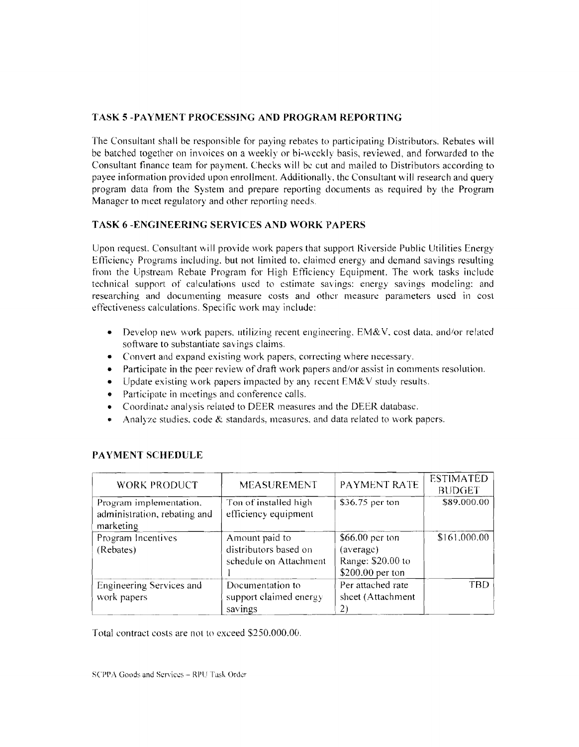## TASK 5 -PAYMENT PROCESSING AND PROGRAM REPORTING

The Consultant shall be responsible for paying rebates to participating Distributors. Rebates will be batched together on invoices on a weekly or bi-weekly basis, reviewed, and forwarded to the Consultant finance team for payment. Checks will be cut and mailed to Distributors according to payee information provided upon enrollment. Additionally, the Consultant will research and query program data from the System and prepare reporting documents as required by the Program Manager to meet regulatory and other reporting needs.

## TASK 6 -ENGINEERING SERVICES AND WORK PAPERS

Upon request, Consultant will provide work papers that support Riverside Public Utilities Energy Efficiency Programs including, but not limited to, claimed energy and demand savings resulting from the Upstream Rebate Program for High Efficiency Equipment. The work tasks include technical support of calculations used to estimate savings: energy savings modeling; and researching and documenting measure costs and other measure parameters used in cost effectiveness calculations. Specific work may include:

- Develop new work papers, utilizing recent engineering, EM&V, cost data, and/or related software to substantiate savings claims.
- Convert and expand existing work papers, correcting where necessary.
- Participate in the peer review of draft work papers and/or assist in comments resolution.
- Update existing work papers impacted by any recent EM&V study results.
- Participate in meetings and conference calls.
- Coordinate analysis related to DEER measures and the DEER database.
- Analyze studies, code & standards, measures, and data related to work papers.

## PAYMENT SCHEDULE

| WORK PRODUCT | MEASUREMENT | PAYMENT RATE | ESTIMATED BUDGET |
|---|---|---|---|
| Program implementation, administration, rebating and marketing | Ton of installed high efficiency equipment | $36.75 per ton | $89,000.00 |
| Program Incentives (Rebates) | Amount paid to distributors based on schedule on Attachment 1 | $66.00 per ton (average) Range: $20.00 to $200.00 per ton | $161,000.00 |
| Engineering Services and work papers | Documentation to support claimed energy savings | Per attached rate sheet (Attachment 2) | TBD |

Total contract costs are not to exceed $250,000.00.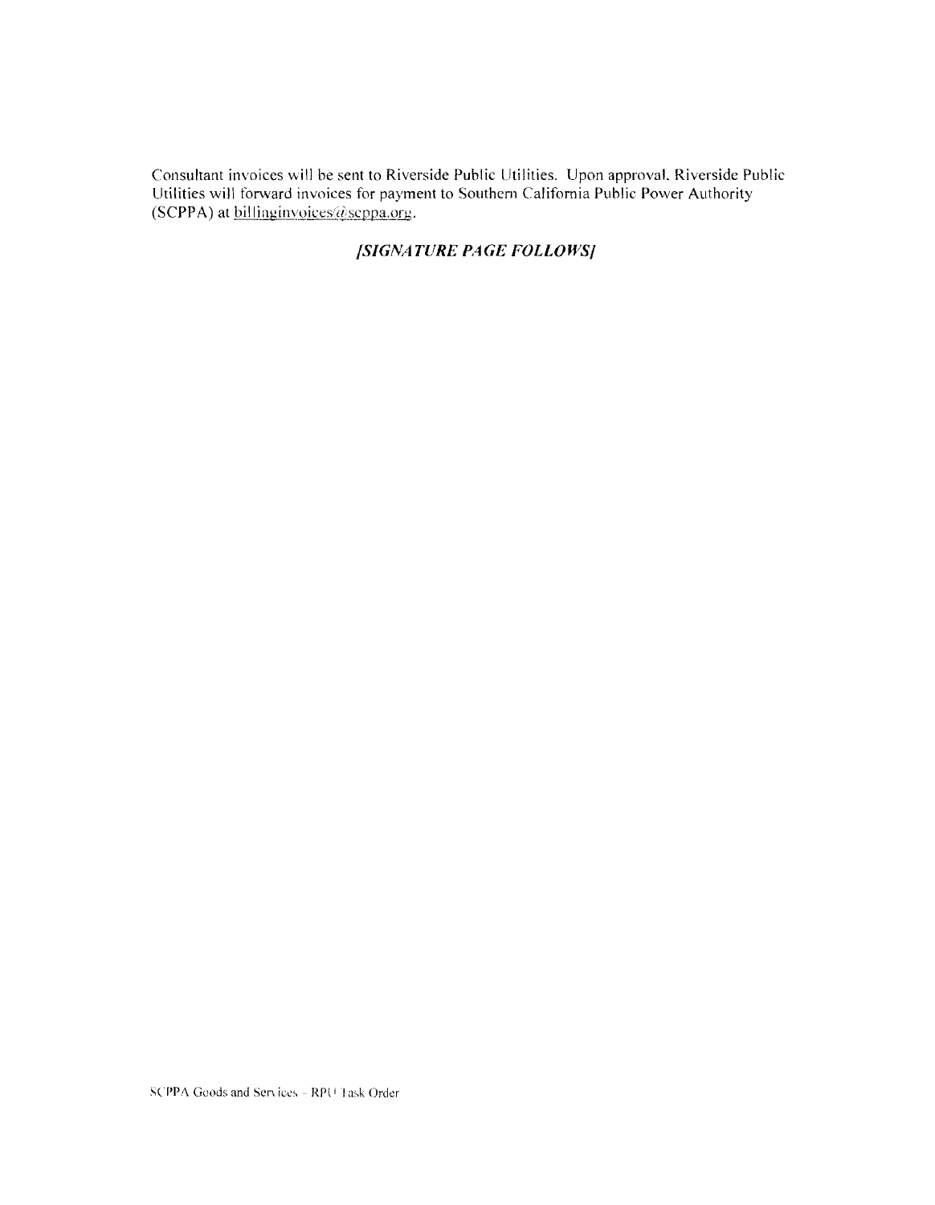Consultant invoices will be sent to Riverside Public Utilities. Upon approval, Riverside Public Utilities will forward invoices for payment to Southern California Public Power Authority (SCPPA) at billinginvoices@scppa.org.

***[SIGNATURE PAGE FOLLOWS]***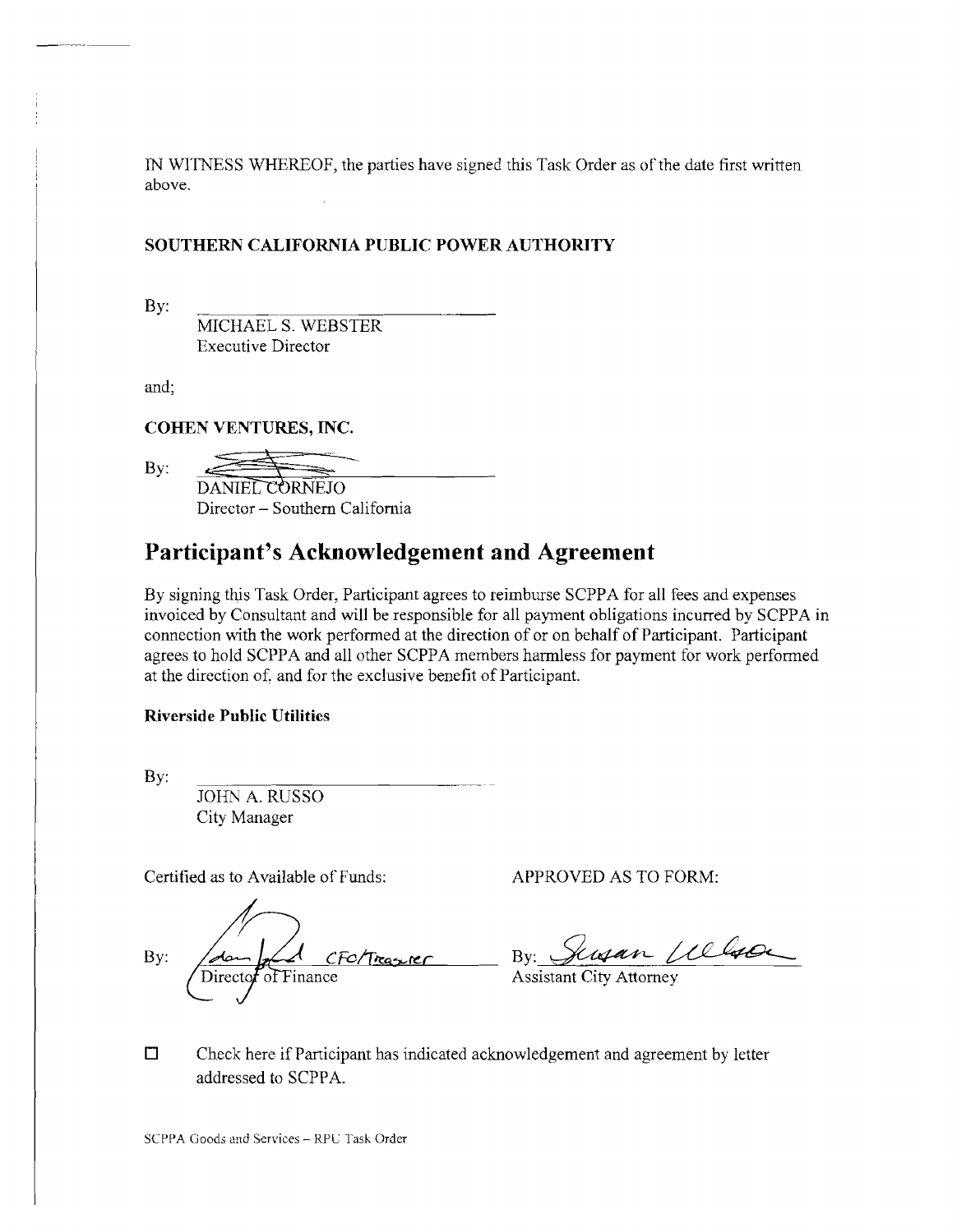IN WITNESS WHEREOF, the parties have signed this Task Order as of the date first written above.

**SOUTHERN CALIFORNIA PUBLIC POWER AUTHORITY**

By: \_\_\_\_\_\_\_\_\_\_\_\_\_\_\_\_\_\_\_\_\_\_\_\_\_\_\_\_

MICHAEL S. WEBSTER
Executive Director

and;

**COHEN VENTURES, INC.**

By: \_\_\_\_\_\_\_\_\_\_\_\_\_\_\_\_\_\_\_\_\_\_\_\_\_\_\_\_

DANIEL CORNEJO
Director – Southern California

# Participant's Acknowledgement and Agreement

By signing this Task Order, Participant agrees to reimburse SCPPA for all fees and expenses invoiced by Consultant and will be responsible for all payment obligations incurred by SCPPA in connection with the work performed at the direction of or on behalf of Participant. Participant agrees to hold SCPPA and all other SCPPA members harmless for payment for work performed at the direction of, and for the exclusive benefit of Participant.

**Riverside Public Utilities**

By: \_\_\_\_\_\_\_\_\_\_\_\_\_\_\_\_\_\_\_\_\_\_\_\_\_\_\_\_

JOHN A. RUSSO
City Manager

Certified as to Available of Funds:

By: CFO/Treasurer
Director of Finance

APPROVED AS TO FORM:

By: Susan Wilson
Assistant City Attorney

☐ Check here if Participant has indicated acknowledgement and agreement by letter addressed to SCPPA.

SCPPA Goods and Services – RPU Task Order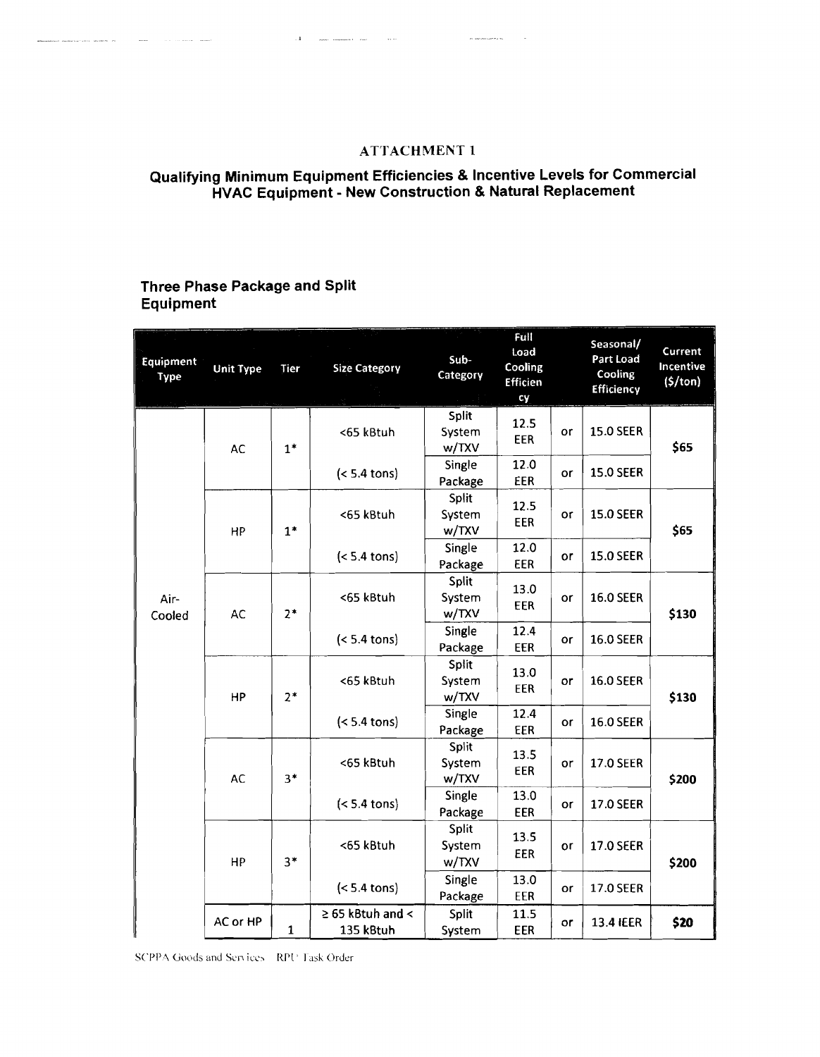# ATTACHMENT 1

## Qualifying Minimum Equipment Efficiencies & Incentive Levels for Commercial HVAC Equipment - New Construction & Natural Replacement

### Three Phase Package and Split Equipment

| Equipment Type | Unit Type | Tier | Size Category | Sub-Category | Full Load Cooling Efficiency | | Seasonal/ Part Load Cooling Efficiency | Current Incentive ($/ton) |
|---|---|---|---|---|---|---|---|---|
| Air-Cooled | AC | 1* | <65 kBtuh | Split System w/TXV | 12.5 EER | or | 15.0 SEER | $65 |
| | | | (< 5.4 tons) | Single Package | 12.0 EER | or | 15.0 SEER | |
| | HP | 1* | <65 kBtuh | Split System w/TXV | 12.5 EER | or | 15.0 SEER | $65 |
| | | | (< 5.4 tons) | Single Package | 12.0 EER | or | 15.0 SEER | |
| | AC | 2* | <65 kBtuh | Split System w/TXV | 13.0 EER | or | 16.0 SEER | $130 |
| | | | (< 5.4 tons) | Single Package | 12.4 EER | or | 16.0 SEER | |
| | HP | 2* | <65 kBtuh | Split System w/TXV | 13.0 EER | or | 16.0 SEER | $130 |
| | | | (< 5.4 tons) | Single Package | 12.4 EER | or | 16.0 SEER | |
| | AC | 3* | <65 kBtuh | Split System w/TXV | 13.5 EER | or | 17.0 SEER | $200 |
| | | | (< 5.4 tons) | Single Package | 13.0 EER | or | 17.0 SEER | |
| | HP | 3* | <65 kBtuh | Split System w/TXV | 13.5 EER | or | 17.0 SEER | $200 |
| | | | (< 5.4 tons) | Single Package | 13.0 EER | or | 17.0 SEER | |
| | AC or HP | 1 | ≥ 65 kBtuh and < 135 kBtuh | Split System | 11.5 EER | or | 13.4 IEER | $20 |

SCPPA Goods and Services RPU Task Order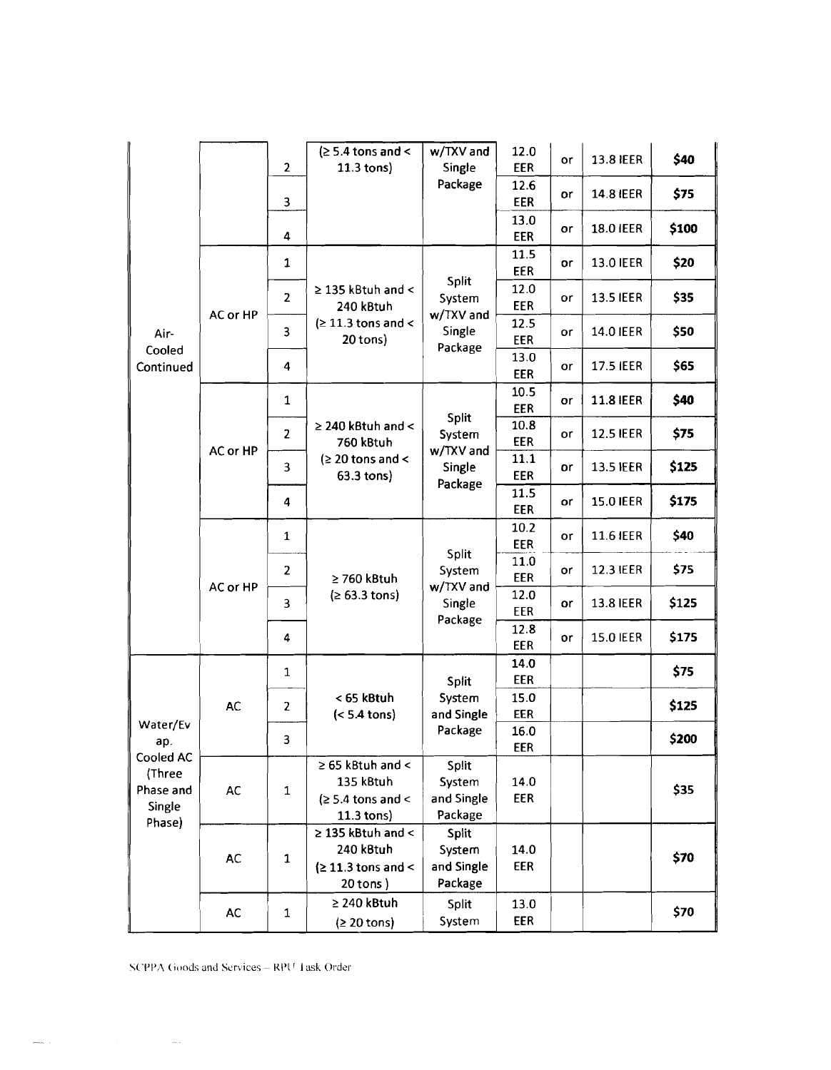| | | | | | | | | |
|---|---|---|---|---|---|---|---|---|
| Air-Cooled Continued | | 2 | (≥ 5.4 tons and < 11.3 tons) | w/TXV and Single Package | 12.0 EER | or | 13.8 IEER | $40 |
| | | 3 | | | 12.6 EER | or | 14.8 IEER | $75 |
| | | 4 | | | 13.0 EER | or | 18.0 IEER | $100 |
| | AC or HP | 1 | ≥ 135 kBtuh and < 240 kBtuh (≥ 11.3 tons and < 20 tons) | Split System w/TXV and Single Package | 11.5 EER | or | 13.0 IEER | $20 |
| | | 2 | | | 12.0 EER | or | 13.5 IEER | $35 |
| | | 3 | | | 12.5 EER | or | 14.0 IEER | $50 |
| | | 4 | | | 13.0 EER | or | 17.5 IEER | $65 |
| | AC or HP | 1 | ≥ 240 kBtuh and < 760 kBtuh (≥ 20 tons and < 63.3 tons) | Split System w/TXV and Single Package | 10.5 EER | or | 11.8 IEER | $40 |
| | | 2 | | | 10.8 EER | or | 12.5 IEER | $75 |
| | | 3 | | | 11.1 EER | or | 13.5 IEER | $125 |
| | | 4 | | | 11.5 EER | or | 15.0 IEER | $175 |
| | AC or HP | 1 | ≥ 760 kBtuh (≥ 63.3 tons) | Split System w/TXV and Single Package | 10.2 EER | or | 11.6 IEER | $40 |
| | | 2 | | | 11.0 EER | or | 12.3 IEER | $75 |
| | | 3 | | | 12.0 EER | or | 13.8 IEER | $125 |
| | | 4 | | | 12.8 EER | or | 15.0 IEER | $175 |
| Water/Evap. Cooled AC (Three Phase and Single Phase) | AC | 1 | < 65 kBtuh (< 5.4 tons) | Split System and Single Package | 14.0 EER | | | $75 |
| | | 2 | | | 15.0 EER | | | $125 |
| | | 3 | | | 16.0 EER | | | $200 |
| | AC | 1 | ≥ 65 kBtuh and < 135 kBtuh (≥ 5.4 tons and < 11.3 tons) | Split System and Single Package | 14.0 EER | | | $35 |
| | AC | 1 | ≥ 135 kBtuh and < 240 kBtuh (≥ 11.3 tons and < 20 tons) | Split System and Single Package | 14.0 EER | | | $70 |
| | AC | 1 | ≥ 240 kBtuh (≥ 20 tons) | Split System | 13.0 EER | | | $70 |

SCPPA Goods and Services – RPU Task Order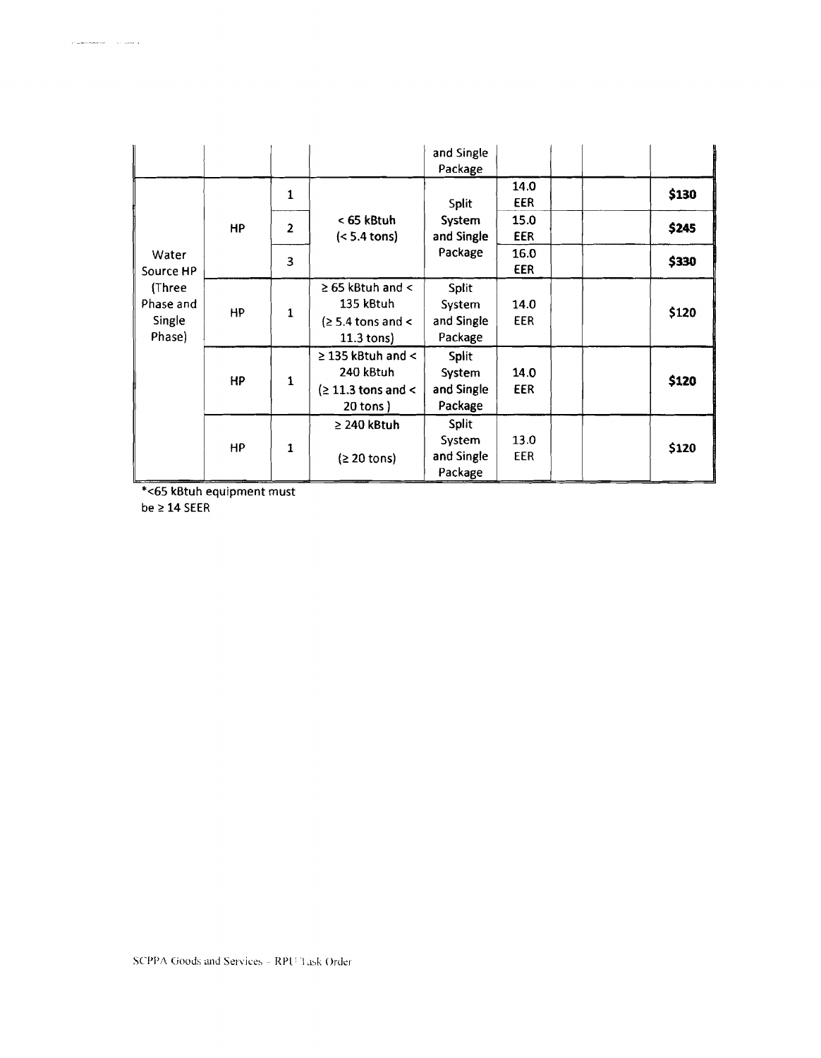|  |  |  |  | and Single Package |  |  |  |  |
|---|---|---|---|---|---|---|---|---|
| Water Source HP (Three Phase and Single Phase) | HP | 1 | < 65 kBtuh (< 5.4 tons) | Split System and Single Package | 14.0 EER |  |  | **$130** |
|  |  | 2 |  |  | 15.0 EER |  |  | **$245** |
|  |  | 3 |  |  | 16.0 EER |  |  | **$330** |
|  | HP | 1 | ≥ 65 kBtuh and < 135 kBtuh (≥ 5.4 tons and < 11.3 tons) | Split System and Single Package | 14.0 EER |  |  | $120 |
|  | HP | 1 | ≥ 135 kBtuh and < 240 kBtuh (≥ 11.3 tons and < 20 tons ) | Split System and Single Package | 14.0 EER |  |  | **$120** |
|  | HP | 1 | ≥ 240 kBtuh (≥ 20 tons) | Split System and Single Package | 13.0 EER |  |  | $120 |

*<65 kBtuh equipment must be ≥ 14 SEER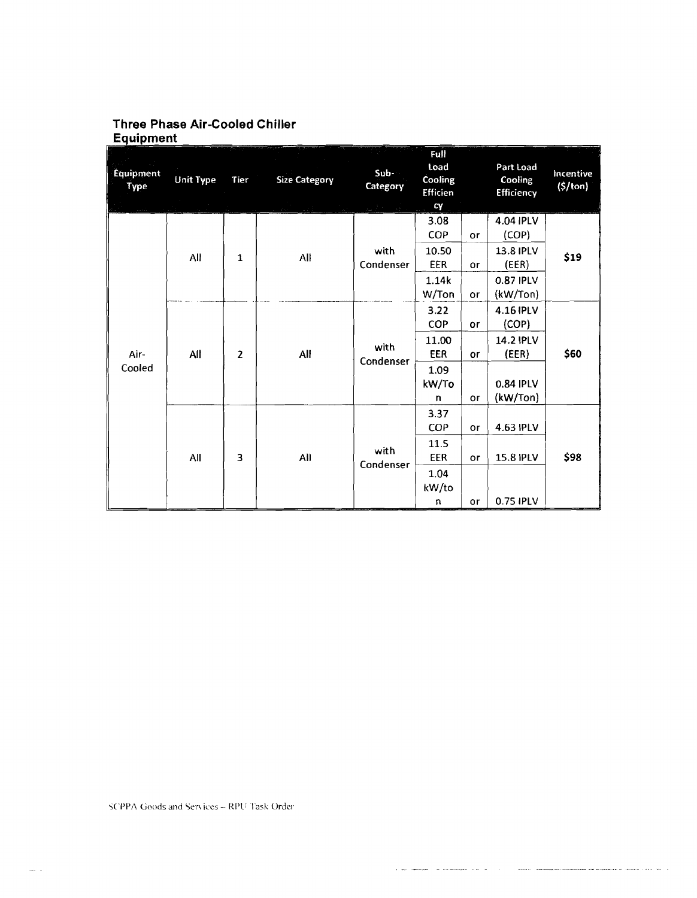## Three Phase Air-Cooled Chiller Equipment

| Equipment Type | Unit Type | Tier | Size Category | Sub-Category | Full Load Cooling Efficiency | | Part Load Cooling Efficiency | Incentive ($/ton) |
|---|---|---|---|---|---|---|---|---|
| Air-Cooled | All | 1 | All | with Condenser | 3.08 COP | or | 4.04 IPLV (COP) | $19 |
| | | | | | 10.50 EER | or | 13.8 IPLV (EER) | |
| | | | | | 1.14kW/Ton | or | 0.87 IPLV (kW/Ton) | |
| | All | 2 | All | with Condenser | 3.22 COP | or | 4.16 IPLV (COP) | $60 |
| | | | | | 11.00 EER | or | 14.2 IPLV (EER) | |
| | | | | | 1.09 kW/Ton | or | 0.84 IPLV (kW/Ton) | |
| | All | 3 | All | with Condenser | 3.37 COP | or | 4.63 IPLV | $98 |
| | | | | | 11.5 EER | or | 15.8 IPLV | |
| | | | | | 1.04 kW/ton | or | 0.75 IPLV | |

SCPPA Goods and Services – RPU Task Order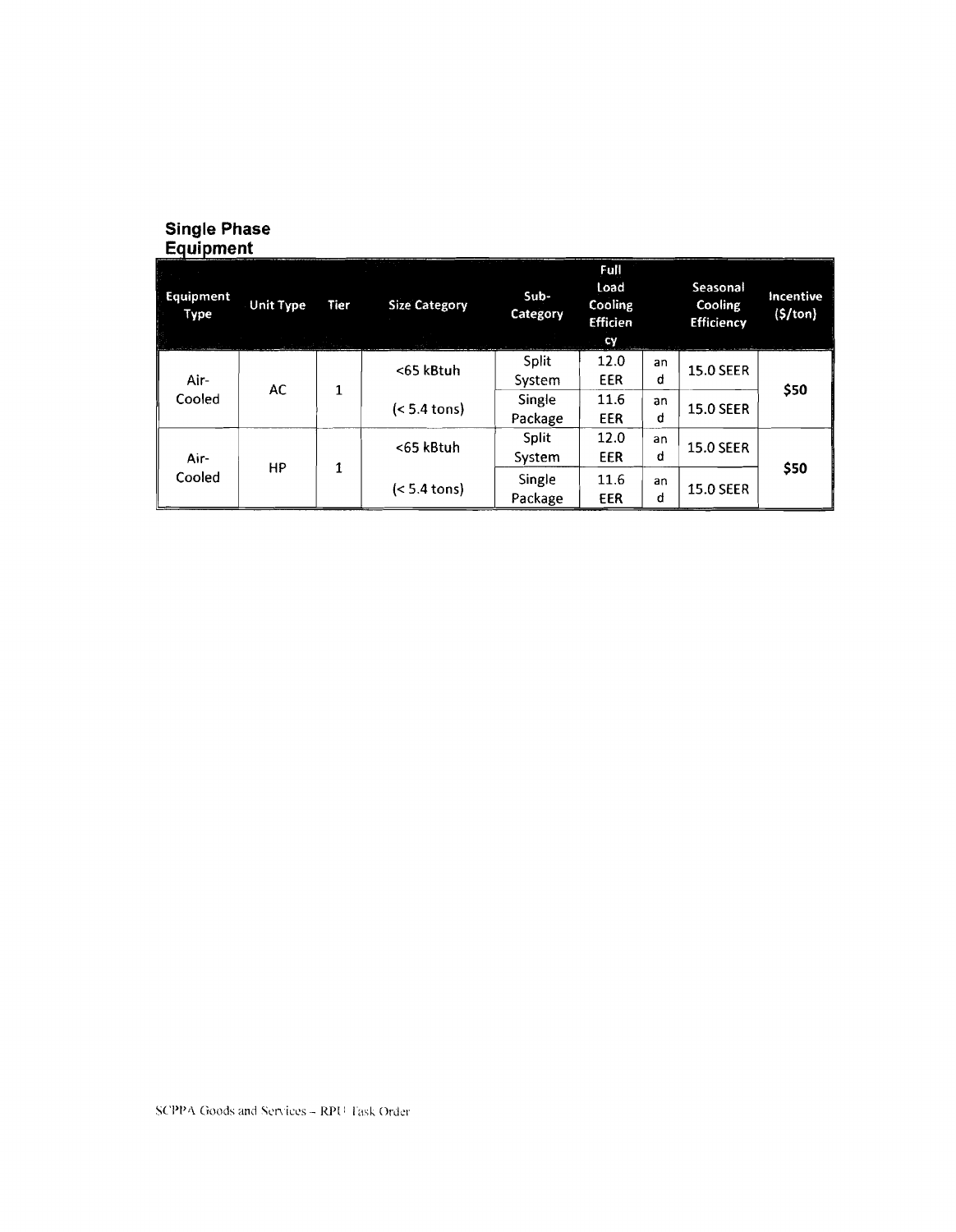## Single Phase Equipment

| Equipment Type | Unit Type | Tier | Size Category | Sub-Category | Full Load Cooling Efficiency | | Seasonal Cooling Efficiency | Incentive ($/ton) |
|---|---|---|---|---|---|---|---|---|
| Air-Cooled | AC | 1 | <65 kBtuh (< 5.4 tons) | Split System | 12.0 EER | and | 15.0 SEER | $50 |
| | | | | Single Package | 11.6 EER | and | 15.0 SEER | |
| Air-Cooled | HP | 1 | <65 kBtuh (< 5.4 tons) | Split System | 12.0 EER | and | 15.0 SEER | $50 |
| | | | | Single Package | 11.6 EER | and | 15.0 SEER | |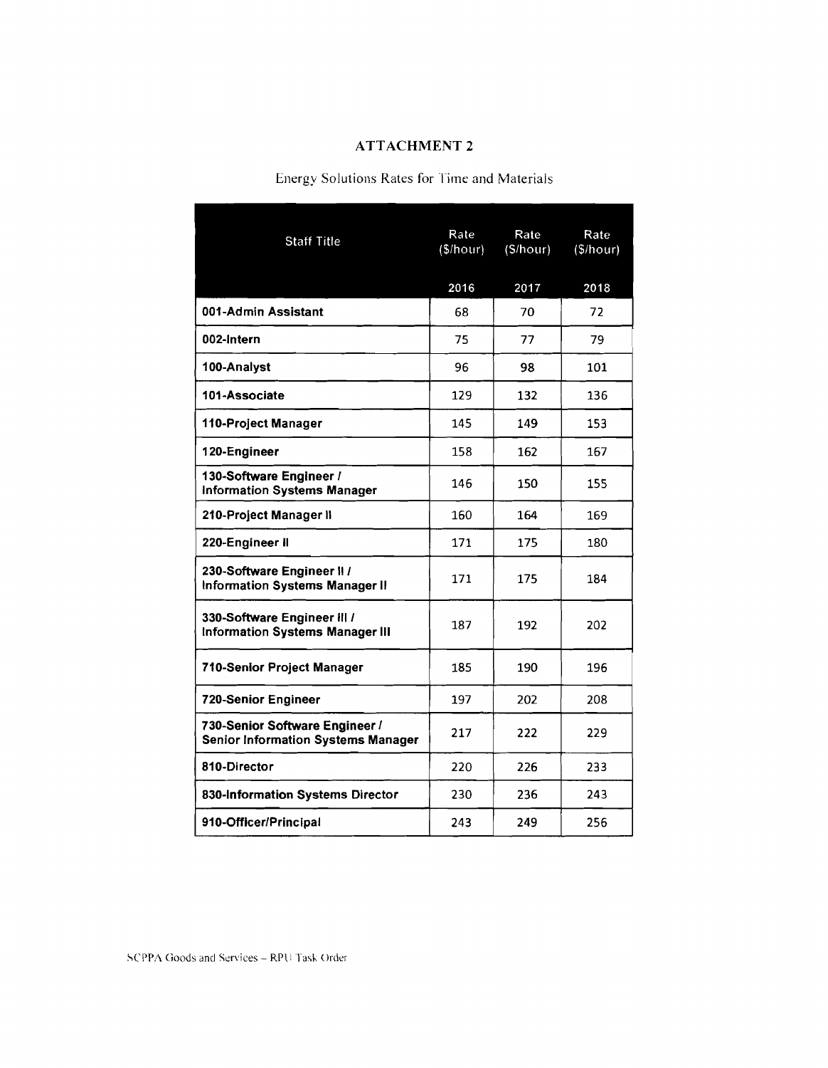# ATTACHMENT 2

Energy Solutions Rates for Time and Materials

| Staff Title | Rate ($/hour) 2016 | Rate ($/hour) 2017 | Rate ($/hour) 2018 |
|---|---|---|---|
| **001-Admin Assistant** | 68 | 70 | 72 |
| **002-Intern** | 75 | 77 | 79 |
| **100-Analyst** | 96 | 98 | 101 |
| **101-Associate** | 129 | 132 | 136 |
| **110-Project Manager** | 145 | 149 | 153 |
| **120-Engineer** | 158 | 162 | 167 |
| **130-Software Engineer / Information Systems Manager** | 146 | 150 | 155 |
| **210-Project Manager II** | 160 | 164 | 169 |
| **220-Engineer II** | 171 | 175 | 180 |
| **230-Software Engineer II / Information Systems Manager II** | 171 | 175 | 184 |
| **330-Software Engineer III / Information Systems Manager III** | 187 | 192 | 202 |
| **710-Senior Project Manager** | 185 | 190 | 196 |
| **720-Senior Engineer** | 197 | 202 | 208 |
| **730-Senior Software Engineer / Senior Information Systems Manager** | 217 | 222 | 229 |
| **810-Director** | 220 | 226 | 233 |
| **830-Information Systems Director** | 230 | 236 | 243 |
| **910-Officer/Principal** | 243 | 249 | 256 |

SCPPA Goods and Services – RPU Task Order